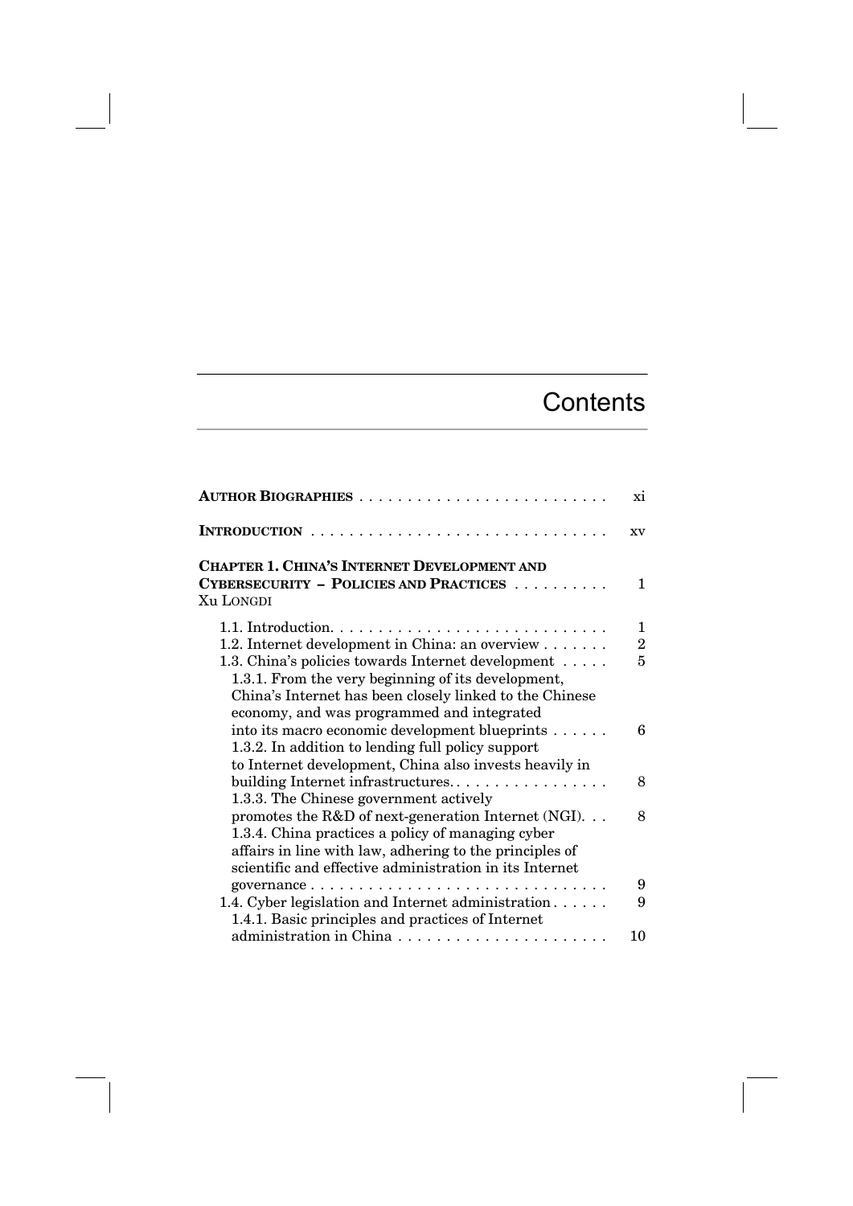# Contents

**AUTHOR BIOGRAPHIES** . . . . . . . . . . . . . . . . . . . . . . . . . . xi

**INTRODUCTION** . . . . . . . . . . . . . . . . . . . . . . . . . . . . . . xv

**CHAPTER 1. CHINA'S INTERNET DEVELOPMENT AND CYBERSECURITY – POLICIES AND PRACTICES** . . . . . . . . . . 1
XU LONGDI

- 1.1. Introduction. . . . . . . . . . . . . . . . . . . . . . . . . . . . . 1
- 1.2. Internet development in China: an overview . . . . . . . 2
- 1.3. China's policies towards Internet development . . . . . 5
  - 1.3.1. From the very beginning of its development, China's Internet has been closely linked to the Chinese economy, and was programmed and integrated into its macro economic development blueprints . . . . . . 6
  - 1.3.2. In addition to lending full policy support to Internet development, China also invests heavily in building Internet infrastructures. . . . . . . . . . . . . . . . . 8
  - 1.3.3. The Chinese government actively promotes the R&D of next-generation Internet (NGI). . . 8
  - 1.3.4. China practices a policy of managing cyber affairs in line with law, adhering to the principles of scientific and effective administration in its Internet governance . . . . . . . . . . . . . . . . . . . . . . . . . . . . . . . 9
- 1.4. Cyber legislation and Internet administration . . . . . . 9
  - 1.4.1. Basic principles and practices of Internet administration in China . . . . . . . . . . . . . . . . . . . . . . 10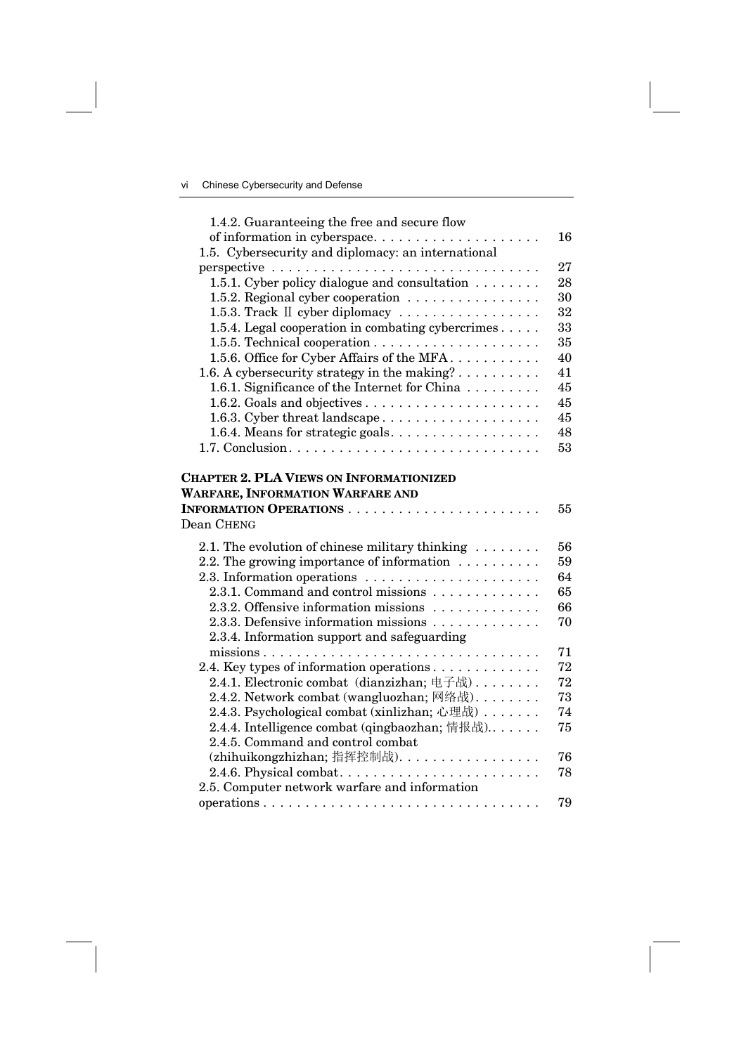1.4.2. Guaranteeing the free and secure flow of information in cyberspace. . . . . . . . . . . . . . . . . . . . 16
1.5. Cybersecurity and diplomacy: an international perspective . . . . . . . . . . . . . . . . . . . . . . . . . . . . . . . . 27
1.5.1. Cyber policy dialogue and consultation . . . . . . . . 28
1.5.2. Regional cyber cooperation . . . . . . . . . . . . . . . . 30
1.5.3. Track Ⅱ cyber diplomacy . . . . . . . . . . . . . . . . . 32
1.5.4. Legal cooperation in combating cybercrimes . . . . . 33
1.5.5. Technical cooperation . . . . . . . . . . . . . . . . . . . . 35
1.5.6. Office for Cyber Affairs of the MFA . . . . . . . . . . . 40
1.6. A cybersecurity strategy in the making? . . . . . . . . . . 41
1.6.1. Significance of the Internet for China . . . . . . . . . 45
1.6.2. Goals and objectives . . . . . . . . . . . . . . . . . . . . . 45
1.6.3. Cyber threat landscape . . . . . . . . . . . . . . . . . . . 45
1.6.4. Means for strategic goals. . . . . . . . . . . . . . . . . . 48
1.7. Conclusion. . . . . . . . . . . . . . . . . . . . . . . . . . . . . . 53

**CHAPTER 2. PLA VIEWS ON INFORMATIONIZED WARFARE, INFORMATION WARFARE AND INFORMATION OPERATIONS** . . . . . . . . . . . . . . . . . . . . . . . 55
Dean CHENG

2.1. The evolution of chinese military thinking . . . . . . . . 56
2.2. The growing importance of information . . . . . . . . . . 59
2.3. Information operations . . . . . . . . . . . . . . . . . . . . . 64
2.3.1. Command and control missions . . . . . . . . . . . . . 65
2.3.2. Offensive information missions . . . . . . . . . . . . . 66
2.3.3. Defensive information missions . . . . . . . . . . . . . 70
2.3.4. Information support and safeguarding missions . . . . . . . . . . . . . . . . . . . . . . . . . . . . . . . . 71
2.4. Key types of information operations . . . . . . . . . . . . . 72
2.4.1. Electronic combat (dianzizhan; 电子战) . . . . . . . . 72
2.4.2. Network combat (wangluozhan; 网络战) . . . . . . . . 73
2.4.3. Psychological combat (xinlizhan; 心理战) . . . . . . . 74
2.4.4. Intelligence combat (qingbaozhan; 情报战). . . . . . . 75
2.4.5. Command and control combat (zhihuikongzhizhan; 指挥控制战). . . . . . . . . . . . . . . . . 76
2.4.6. Physical combat. . . . . . . . . . . . . . . . . . . . . . . . 78
2.5. Computer network warfare and information operations . . . . . . . . . . . . . . . . . . . . . . . . . . . . . . . . . 79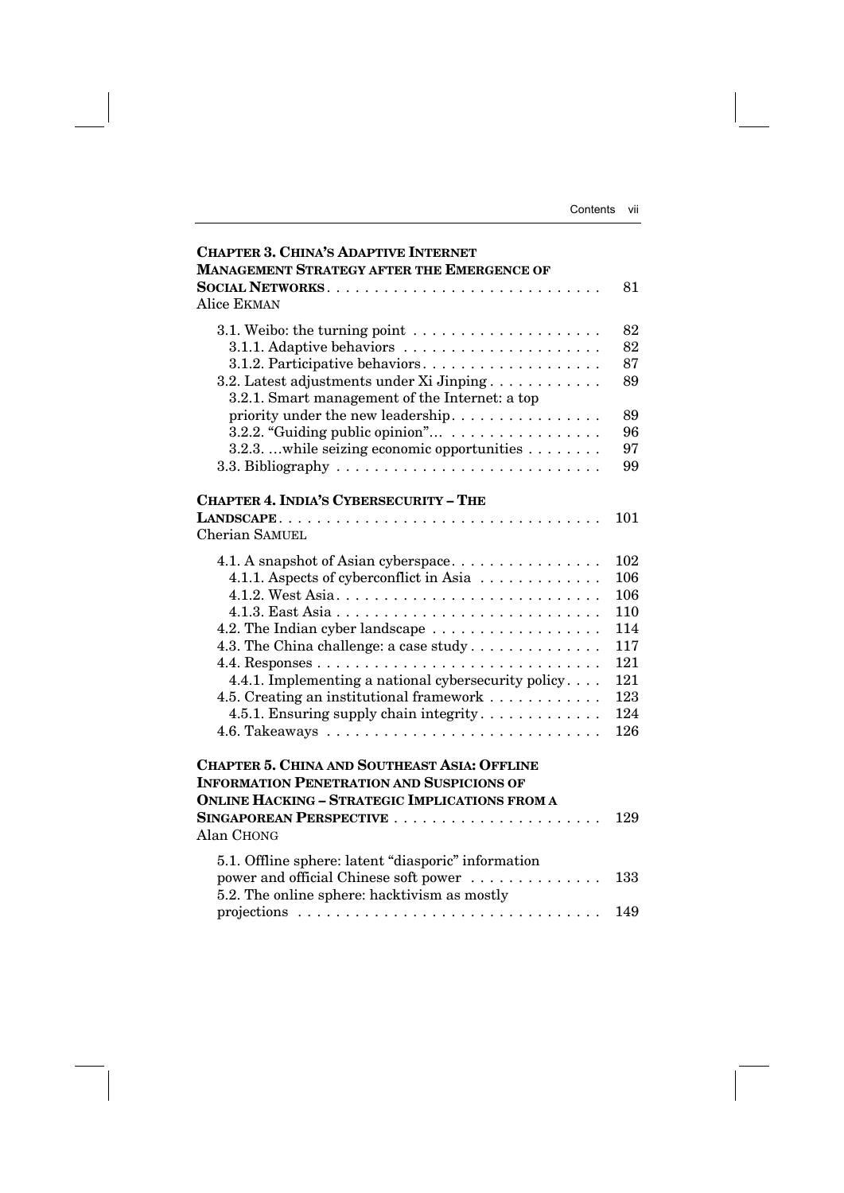**CHAPTER 3. CHINA'S ADAPTIVE INTERNET MANAGEMENT STRATEGY AFTER THE EMERGENCE OF SOCIAL NETWORKS** . . . . . . . . . . . . . . . 81
Alice EKMAN

3.1. Weibo: the turning point . . . . . . . . . . 82
3.1.1. Adaptive behaviors . . . . . . . . . . 82
3.1.2. Participative behaviors . . . . . . . . . . 87
3.2. Latest adjustments under Xi Jinping . . . . . . . . . . 89
3.2.1. Smart management of the Internet: a top priority under the new leadership . . . . . . . . . . 89
3.2.2. "Guiding public opinion"... . . . . . . . . . . 96
3.2.3. ...while seizing economic opportunities . . . . . . . . . . 97
3.3. Bibliography . . . . . . . . . . 99

**CHAPTER 4. INDIA'S CYBERSECURITY – THE LANDSCAPE** . . . . . . . . . . 101
Cherian SAMUEL

4.1. A snapshot of Asian cyberspace . . . . . . . . . . 102
4.1.1. Aspects of cyberconflict in Asia . . . . . . . . . . 106
4.1.2. West Asia . . . . . . . . . . 106
4.1.3. East Asia . . . . . . . . . . 110
4.2. The Indian cyber landscape . . . . . . . . . . 114
4.3. The China challenge: a case study . . . . . . . . . . 117
4.4. Responses . . . . . . . . . . 121
4.4.1. Implementing a national cybersecurity policy . . . . . . . . . . 121
4.5. Creating an institutional framework . . . . . . . . . . 123
4.5.1. Ensuring supply chain integrity . . . . . . . . . . 124
4.6. Takeaways . . . . . . . . . . 126

**CHAPTER 5. CHINA AND SOUTHEAST ASIA: OFFLINE INFORMATION PENETRATION AND SUSPICIONS OF ONLINE HACKING – STRATEGIC IMPLICATIONS FROM A SINGAPOREAN PERSPECTIVE** . . . . . . . . . . 129
Alan CHONG

5.1. Offline sphere: latent "diasporic" information power and official Chinese soft power . . . . . . . . . . 133
5.2. The online sphere: hacktivism as mostly projections . . . . . . . . . . 149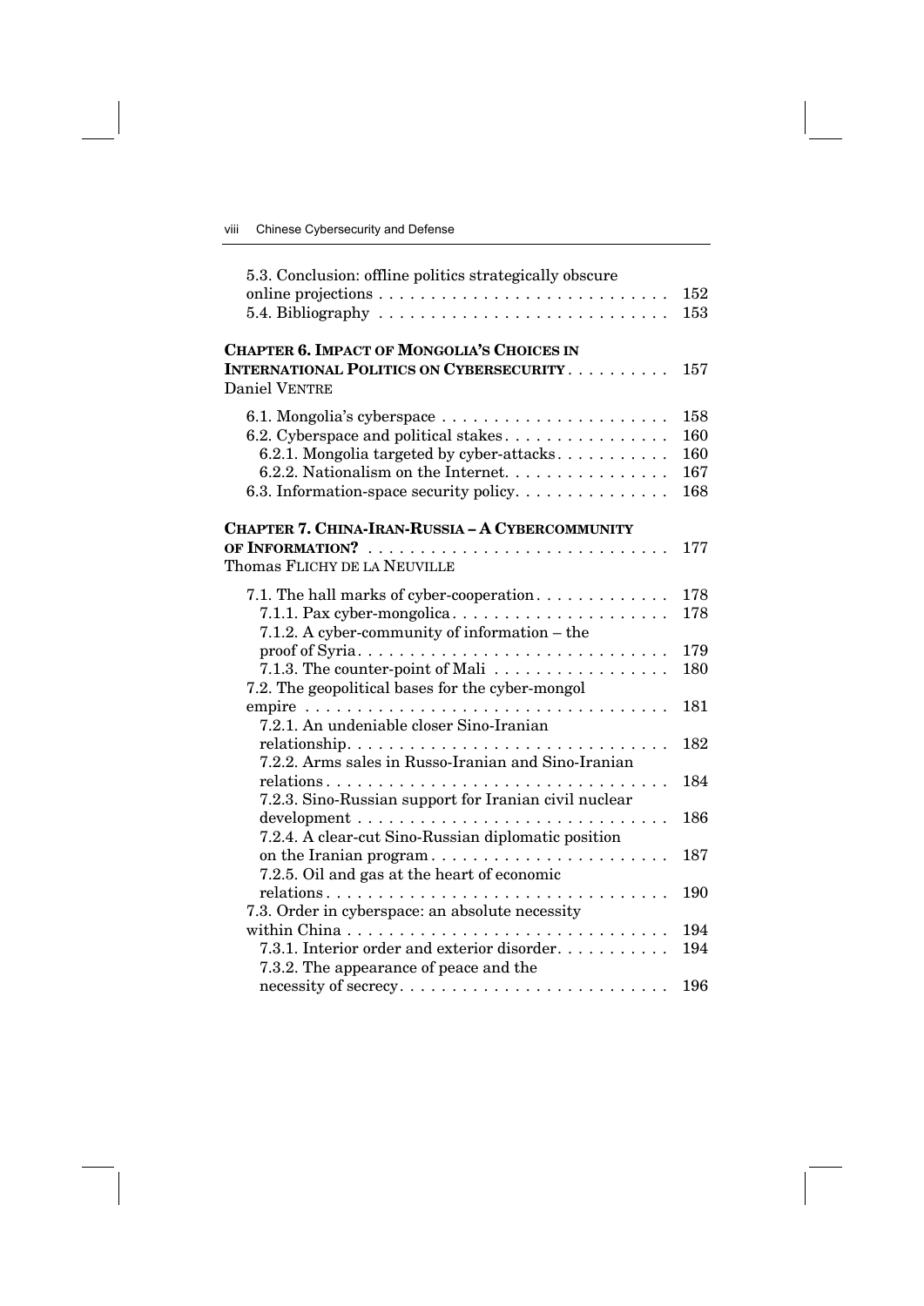5.3. Conclusion: offline politics strategically obscure online projections . . . . . . . . . . . . . . . . . . . . . . . . . . . . 152
5.4. Bibliography . . . . . . . . . . . . . . . . . . . . . . . . . . . . 153

**CHAPTER 6. IMPACT OF MONGOLIA'S CHOICES IN INTERNATIONAL POLITICS ON CYBERSECURITY** . . . . . . . . . . 157
Daniel VENTRE

6.1. Mongolia's cyberspace . . . . . . . . . . . . . . . . . . . . . . 158
6.2. Cyberspace and political stakes . . . . . . . . . . . . . . . . 160
6.2.1. Mongolia targeted by cyber-attacks . . . . . . . . . . . 160
6.2.2. Nationalism on the Internet . . . . . . . . . . . . . . . . 167
6.3. Information-space security policy . . . . . . . . . . . . . . . 168

**CHAPTER 7. CHINA-IRAN-RUSSIA – A CYBERCOMMUNITY OF INFORMATION?** . . . . . . . . . . . . . . . . . . . . . . . . . . . . . 177
Thomas FLICHY DE LA NEUVILLE

7.1. The hall marks of cyber-cooperation . . . . . . . . . . . . . 178
7.1.1. Pax cyber-mongolica . . . . . . . . . . . . . . . . . . . . . 178
7.1.2. A cyber-community of information – the proof of Syria . . . . . . . . . . . . . . . . . . . . . . . . . . . . . 179
7.1.3. The counter-point of Mali . . . . . . . . . . . . . . . . . 180
7.2. The geopolitical bases for the cyber-mongol empire . . . . . . . . . . . . . . . . . . . . . . . . . . . . . . . . . . 181
7.2.1. An undeniable closer Sino-Iranian relationship . . . . . . . . . . . . . . . . . . . . . . . . . . . . . . 182
7.2.2. Arms sales in Russo-Iranian and Sino-Iranian relations . . . . . . . . . . . . . . . . . . . . . . . . . . . . . . . . 184
7.2.3. Sino-Russian support for Iranian civil nuclear development . . . . . . . . . . . . . . . . . . . . . . . . . . . . . 186
7.2.4. A clear-cut Sino-Russian diplomatic position on the Iranian program . . . . . . . . . . . . . . . . . . . . . . . 187
7.2.5. Oil and gas at the heart of economic relations . . . . . . . . . . . . . . . . . . . . . . . . . . . . . . . . 190
7.3. Order in cyberspace: an absolute necessity within China . . . . . . . . . . . . . . . . . . . . . . . . . . . . . . . 194
7.3.1. Interior order and exterior disorder . . . . . . . . . . . 194
7.3.2. The appearance of peace and the necessity of secrecy . . . . . . . . . . . . . . . . . . . . . . . . . 196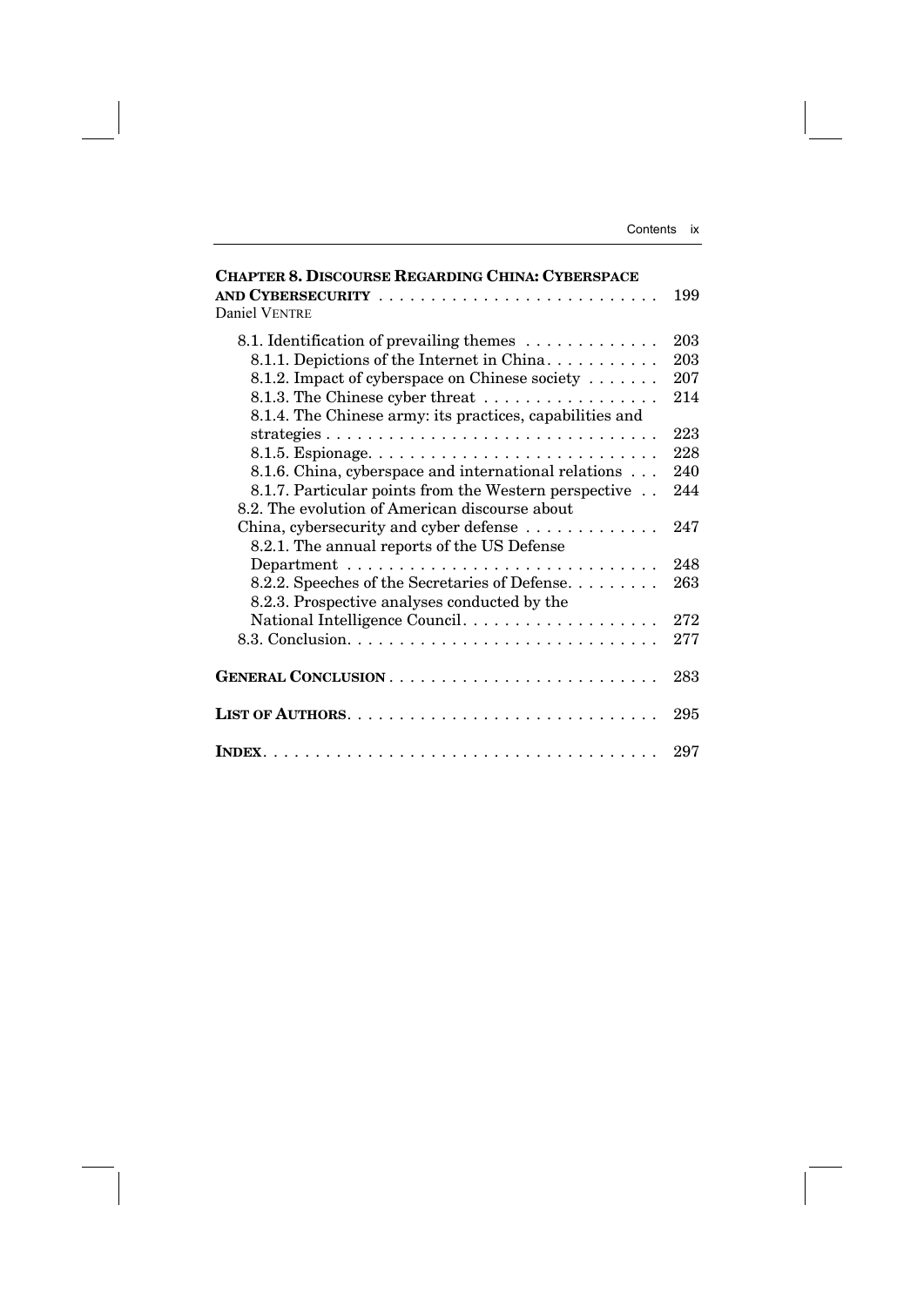**CHAPTER 8. DISCOURSE REGARDING CHINA: CYBERSPACE AND CYBERSECURITY** . . . . . . . . . . . . . . . . . . . . . . . . . . . 199
Daniel VENTRE

8.1. Identification of prevailing themes . . . . . . . . . . . . . 203
8.1.1. Depictions of the Internet in China. . . . . . . . . . . 203
8.1.2. Impact of cyberspace on Chinese society . . . . . . . 207
8.1.3. The Chinese cyber threat . . . . . . . . . . . . . . . . . 214
8.1.4. The Chinese army: its practices, capabilities and strategies . . . . . . . . . . . . . . . . . . . . . . . . . . . . . . . . 223
8.1.5. Espionage. . . . . . . . . . . . . . . . . . . . . . . . . . . 228
8.1.6. China, cyberspace and international relations . . . 240
8.1.7. Particular points from the Western perspective . . 244
8.2. The evolution of American discourse about China, cybersecurity and cyber defense . . . . . . . . . . . . . 247
8.2.1. The annual reports of the US Defense Department . . . . . . . . . . . . . . . . . . . . . . . . . . . . . . 248
8.2.2. Speeches of the Secretaries of Defense. . . . . . . . . 263
8.2.3. Prospective analyses conducted by the National Intelligence Council. . . . . . . . . . . . . . . . . . . . 272
8.3. Conclusion. . . . . . . . . . . . . . . . . . . . . . . . . . . . . 277

**GENERAL CONCLUSION** . . . . . . . . . . . . . . . . . . . . . . . . . . 283

**LIST OF AUTHORS**. . . . . . . . . . . . . . . . . . . . . . . . . . . . . 295

**INDEX**. . . . . . . . . . . . . . . . . . . . . . . . . . . . . . . . . . . . . 297